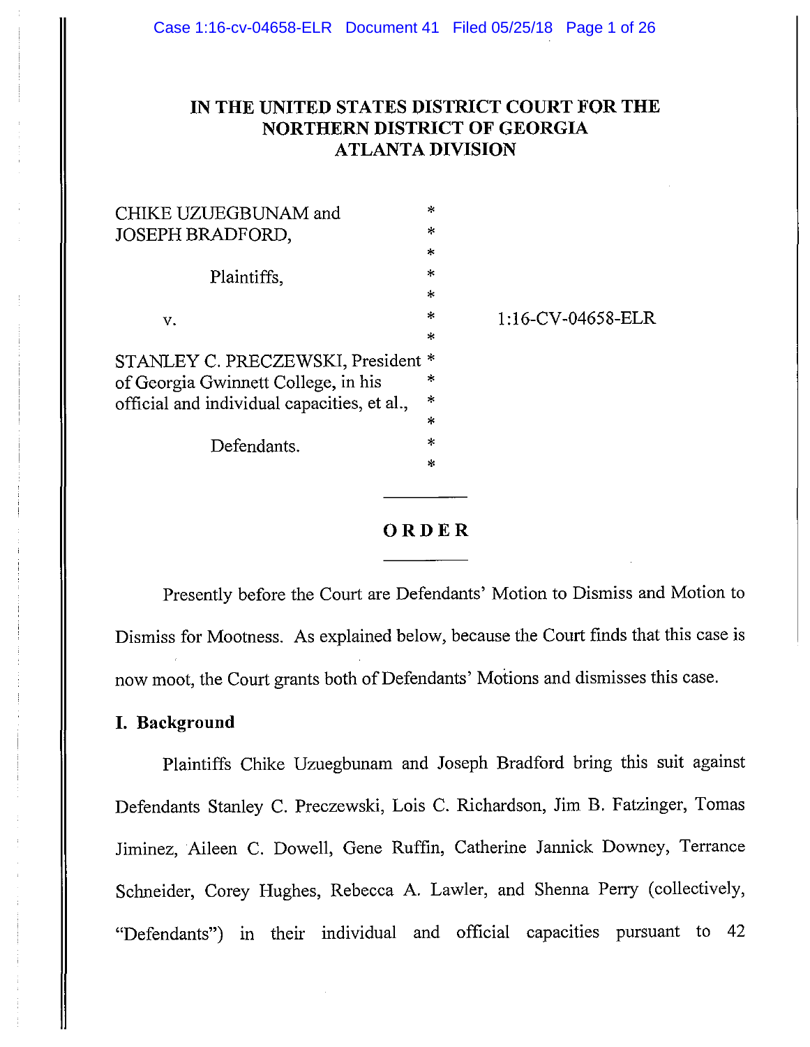# IN THE UNITED STATES DISTRICT COURT FOR THE NORTHERN DISTRICT OF GEORGIA ATLANTA DIVISION

| | | |
|---|---|---|
| CHIKE UZUEGBUNAM and JOSEPH BRADFORD, | * | |
| Plaintiffs, | * | |
| v. | * | 1:16-CV-04658-ELR |
| STANLEY C. PRECZEWSKI, President of Georgia Gwinnett College, in his official and individual capacities, et al., | * | |
| Defendants. | * | |

## ORDER

Presently before the Court are Defendants' Motion to Dismiss and Motion to Dismiss for Mootness. As explained below, because the Court finds that this case is now moot, the Court grants both of Defendants' Motions and dismisses this case.

### I. Background

Plaintiffs Chike Uzuegbunam and Joseph Bradford bring this suit against Defendants Stanley C. Preczewski, Lois C. Richardson, Jim B. Fatzinger, Tomas Jiminez, Aileen C. Dowell, Gene Ruffin, Catherine Jannick Downey, Terrance Schneider, Corey Hughes, Rebecca A. Lawler, and Shenna Perry (collectively, "Defendants") in their individual and official capacities pursuant to 42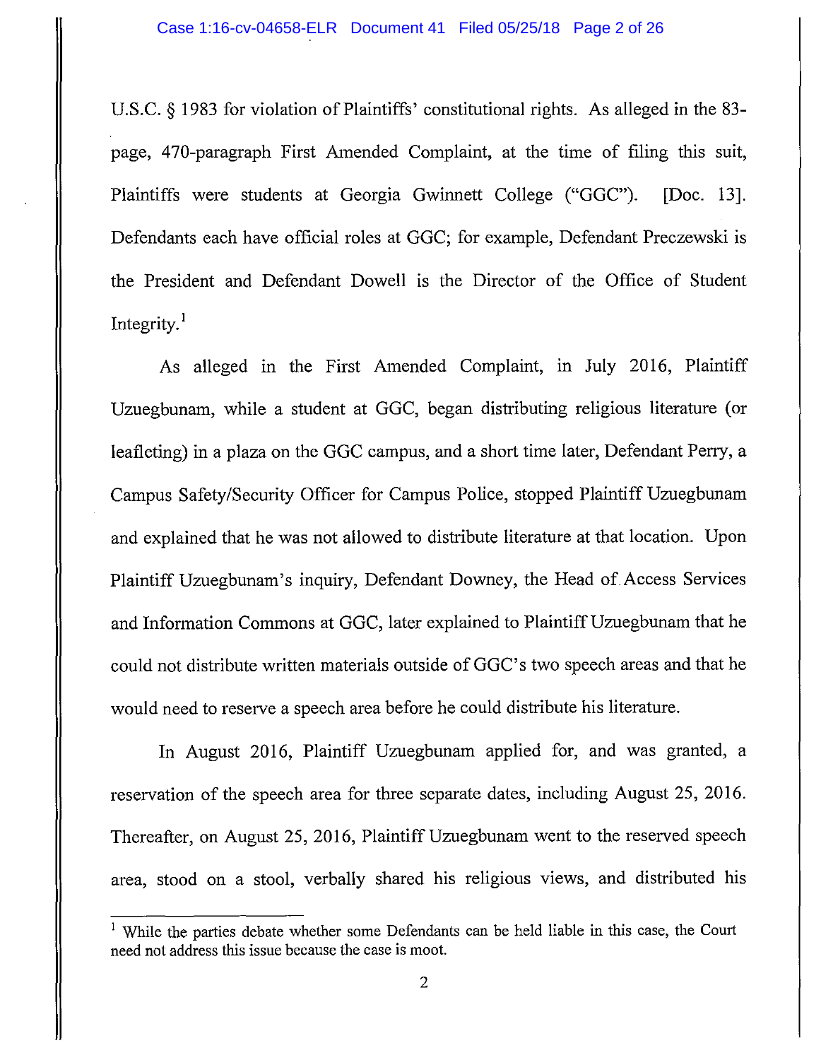U.S.C. § 1983 for violation of Plaintiffs' constitutional rights. As alleged in the 83-page, 470-paragraph First Amended Complaint, at the time of filing this suit, Plaintiffs were students at Georgia Gwinnett College ("GGC"). [Doc. 13]. Defendants each have official roles at GGC; for example, Defendant Preczewski is the President and Defendant Dowell is the Director of the Office of Student Integrity.[1]

As alleged in the First Amended Complaint, in July 2016, Plaintiff Uzuegbunam, while a student at GGC, began distributing religious literature (or leafleting) in a plaza on the GGC campus, and a short time later, Defendant Perry, a Campus Safety/Security Officer for Campus Police, stopped Plaintiff Uzuegbunam and explained that he was not allowed to distribute literature at that location. Upon Plaintiff Uzuegbunam's inquiry, Defendant Downey, the Head of Access Services and Information Commons at GGC, later explained to Plaintiff Uzuegbunam that he could not distribute written materials outside of GGC's two speech areas and that he would need to reserve a speech area before he could distribute his literature.

In August 2016, Plaintiff Uzuegbunam applied for, and was granted, a reservation of the speech area for three separate dates, including August 25, 2016. Thereafter, on August 25, 2016, Plaintiff Uzuegbunam went to the reserved speech area, stood on a stool, verbally shared his religious views, and distributed his

[1] While the parties debate whether some Defendants can be held liable in this case, the Court need not address this issue because the case is moot.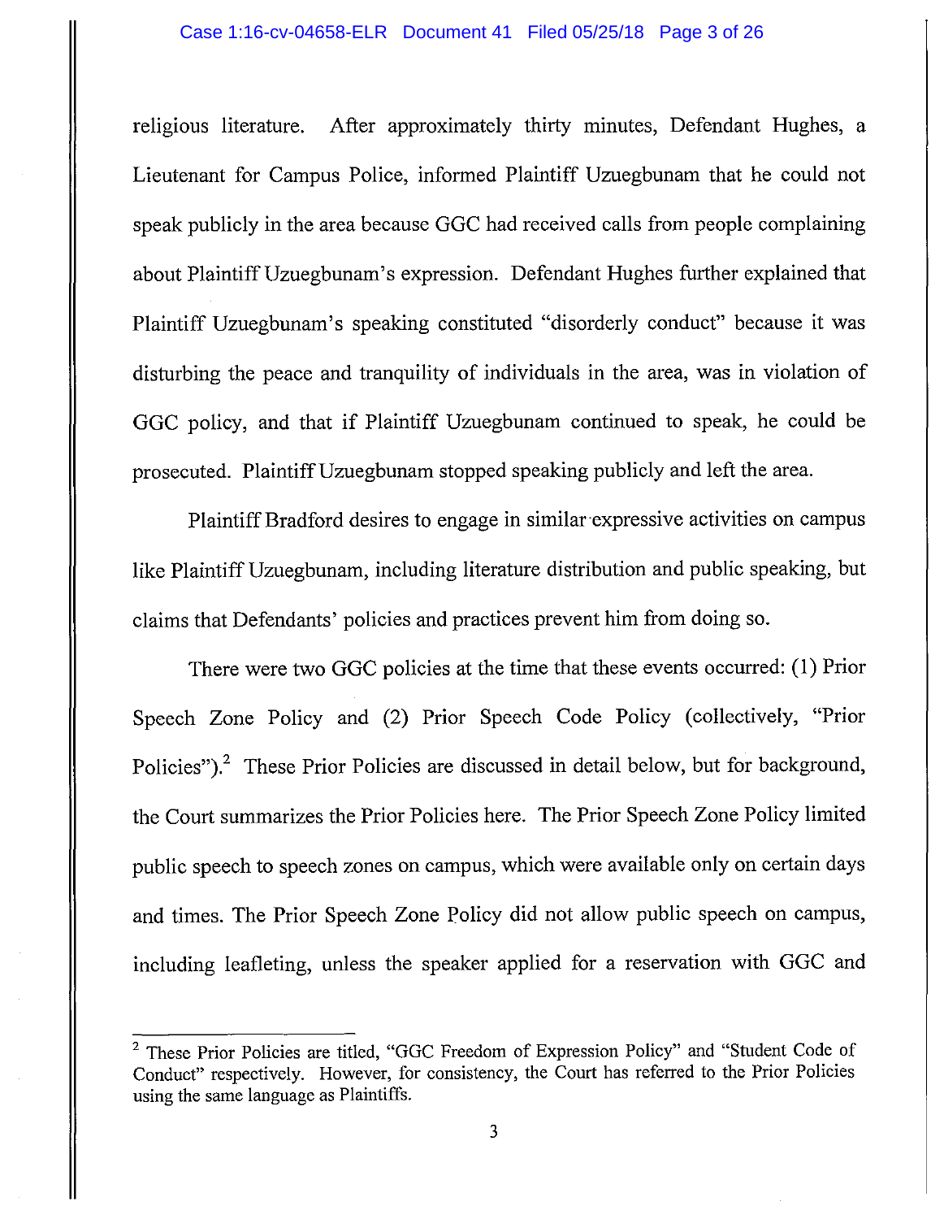religious literature. After approximately thirty minutes, Defendant Hughes, a Lieutenant for Campus Police, informed Plaintiff Uzuegbunam that he could not speak publicly in the area because GGC had received calls from people complaining about Plaintiff Uzuegbunam's expression. Defendant Hughes further explained that Plaintiff Uzuegbunam's speaking constituted "disorderly conduct" because it was disturbing the peace and tranquility of individuals in the area, was in violation of GGC policy, and that if Plaintiff Uzuegbunam continued to speak, he could be prosecuted. Plaintiff Uzuegbunam stopped speaking publicly and left the area.

Plaintiff Bradford desires to engage in similar expressive activities on campus like Plaintiff Uzuegbunam, including literature distribution and public speaking, but claims that Defendants' policies and practices prevent him from doing so.

There were two GGC policies at the time that these events occurred: (1) Prior Speech Zone Policy and (2) Prior Speech Code Policy (collectively, "Prior Policies").[2] These Prior Policies are discussed in detail below, but for background, the Court summarizes the Prior Policies here. The Prior Speech Zone Policy limited public speech to speech zones on campus, which were available only on certain days and times. The Prior Speech Zone Policy did not allow public speech on campus, including leafleting, unless the speaker applied for a reservation with GGC and

[2] These Prior Policies are titled, "GGC Freedom of Expression Policy" and "Student Code of Conduct" respectively. However, for consistency, the Court has referred to the Prior Policies using the same language as Plaintiffs.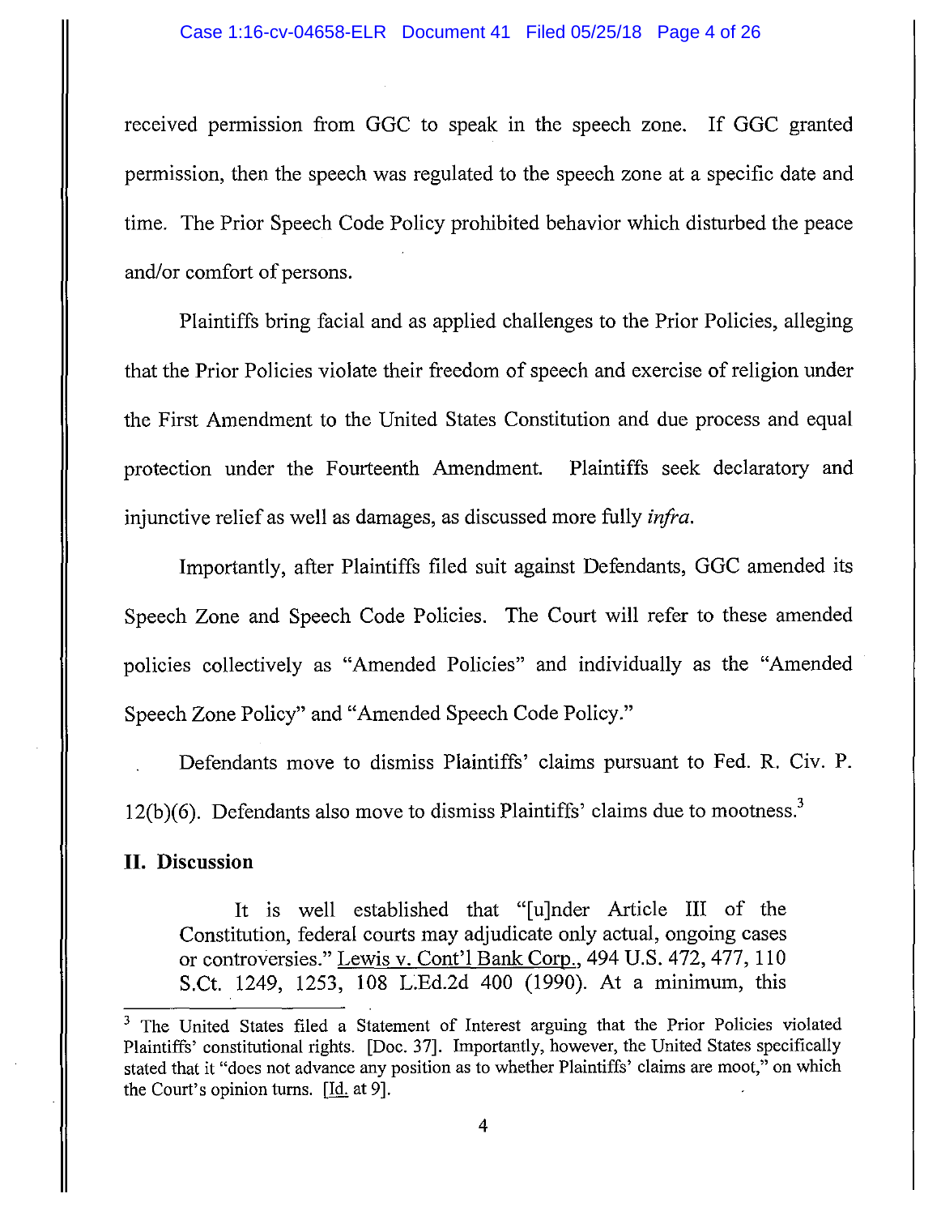received permission from GGC to speak in the speech zone. If GGC granted permission, then the speech was regulated to the speech zone at a specific date and time. The Prior Speech Code Policy prohibited behavior which disturbed the peace and/or comfort of persons.

Plaintiffs bring facial and as applied challenges to the Prior Policies, alleging that the Prior Policies violate their freedom of speech and exercise of religion under the First Amendment to the United States Constitution and due process and equal protection under the Fourteenth Amendment. Plaintiffs seek declaratory and injunctive relief as well as damages, as discussed more fully *infra*.

Importantly, after Plaintiffs filed suit against Defendants, GGC amended its Speech Zone and Speech Code Policies. The Court will refer to these amended policies collectively as "Amended Policies" and individually as the "Amended Speech Zone Policy" and "Amended Speech Code Policy."

Defendants move to dismiss Plaintiffs' claims pursuant to Fed. R. Civ. P. 12(b)(6). Defendants also move to dismiss Plaintiffs' claims due to mootness.[3]

## II. Discussion

> It is well established that "[u]nder Article III of the Constitution, federal courts may adjudicate only actual, ongoing cases or controversies." Lewis v. Cont'l Bank Corp., 494 U.S. 472, 477, 110 S.Ct. 1249, 1253, 108 L.Ed.2d 400 (1990). At a minimum, this

[3] The United States filed a Statement of Interest arguing that the Prior Policies violated Plaintiffs' constitutional rights. [Doc. 37]. Importantly, however, the United States specifically stated that it "does not advance any position as to whether Plaintiffs' claims are moot," on which the Court's opinion turns. [Id. at 9].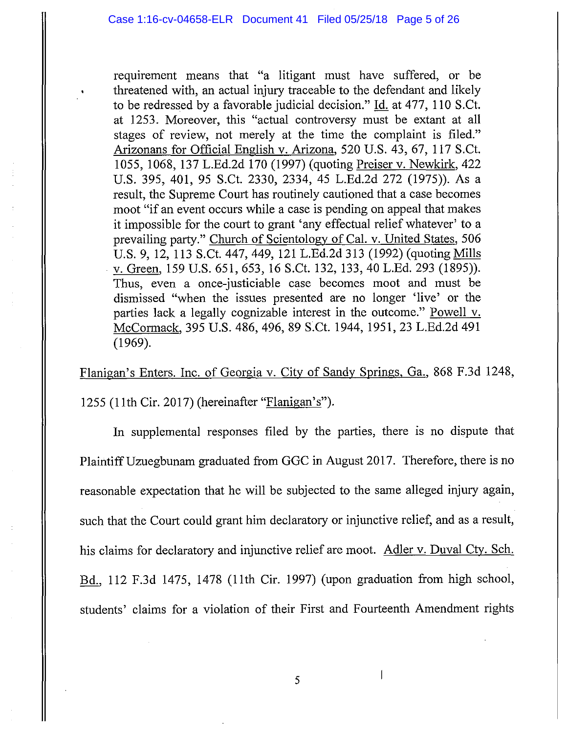> requirement means that "a litigant must have suffered, or be threatened with, an actual injury traceable to the defendant and likely to be redressed by a favorable judicial decision." Id. at 477, 110 S.Ct. at 1253. Moreover, this "actual controversy must be extant at all stages of review, not merely at the time the complaint is filed." Arizonans for Official English v. Arizona, 520 U.S. 43, 67, 117 S.Ct. 1055, 1068, 137 L.Ed.2d 170 (1997) (quoting Preiser v. Newkirk, 422 U.S. 395, 401, 95 S.Ct. 2330, 2334, 45 L.Ed.2d 272 (1975)). As a result, the Supreme Court has routinely cautioned that a case becomes moot "if an event occurs while a case is pending on appeal that makes it impossible for the court to grant 'any effectual relief whatever' to a prevailing party." Church of Scientology of Cal. v. United States, 506 U.S. 9, 12, 113 S.Ct. 447, 449, 121 L.Ed.2d 313 (1992) (quoting Mills v. Green, 159 U.S. 651, 653, 16 S.Ct. 132, 133, 40 L.Ed. 293 (1895)). Thus, even a once-justiciable case becomes moot and must be dismissed "when the issues presented are no longer 'live' or the parties lack a legally cognizable interest in the outcome." Powell v. McCormack, 395 U.S. 486, 496, 89 S.Ct. 1944, 1951, 23 L.Ed.2d 491 (1969).

Flanigan's Enters. Inc. of Georgia v. City of Sandy Springs, Ga., 868 F.3d 1248, 1255 (11th Cir. 2017) (hereinafter "Flanigan's").

In supplemental responses filed by the parties, there is no dispute that Plaintiff Uzuegbunam graduated from GGC in August 2017. Therefore, there is no reasonable expectation that he will be subjected to the same alleged injury again, such that the Court could grant him declaratory or injunctive relief, and as a result, his claims for declaratory and injunctive relief are moot. Adler v. Duval Cty. Sch. Bd., 112 F.3d 1475, 1478 (11th Cir. 1997) (upon graduation from high school, students' claims for a violation of their First and Fourteenth Amendment rights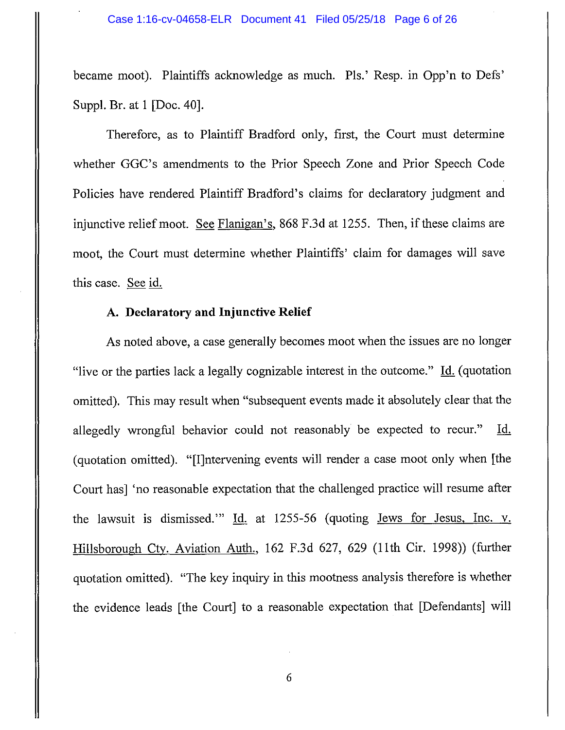became moot). Plaintiffs acknowledge as much. Pls.' Resp. in Opp'n to Defs' Suppl. Br. at 1 [Doc. 40].

Therefore, as to Plaintiff Bradford only, first, the Court must determine whether GGC's amendments to the Prior Speech Zone and Prior Speech Code Policies have rendered Plaintiff Bradford's claims for declaratory judgment and injunctive relief moot. See Flanigan's, 868 F.3d at 1255. Then, if these claims are moot, the Court must determine whether Plaintiffs' claim for damages will save this case. See id.

### A. Declaratory and Injunctive Relief

As noted above, a case generally becomes moot when the issues are no longer "live or the parties lack a legally cognizable interest in the outcome." Id. (quotation omitted). This may result when "subsequent events made it absolutely clear that the allegedly wrongful behavior could not reasonably be expected to recur." Id. (quotation omitted). "[I]ntervening events will render a case moot only when [the Court has] 'no reasonable expectation that the challenged practice will resume after the lawsuit is dismissed.'" Id. at 1255-56 (quoting Jews for Jesus, Inc. v. Hillsborough Cty. Aviation Auth., 162 F.3d 627, 629 (11th Cir. 1998)) (further quotation omitted). "The key inquiry in this mootness analysis therefore is whether the evidence leads [the Court] to a reasonable expectation that [Defendants] will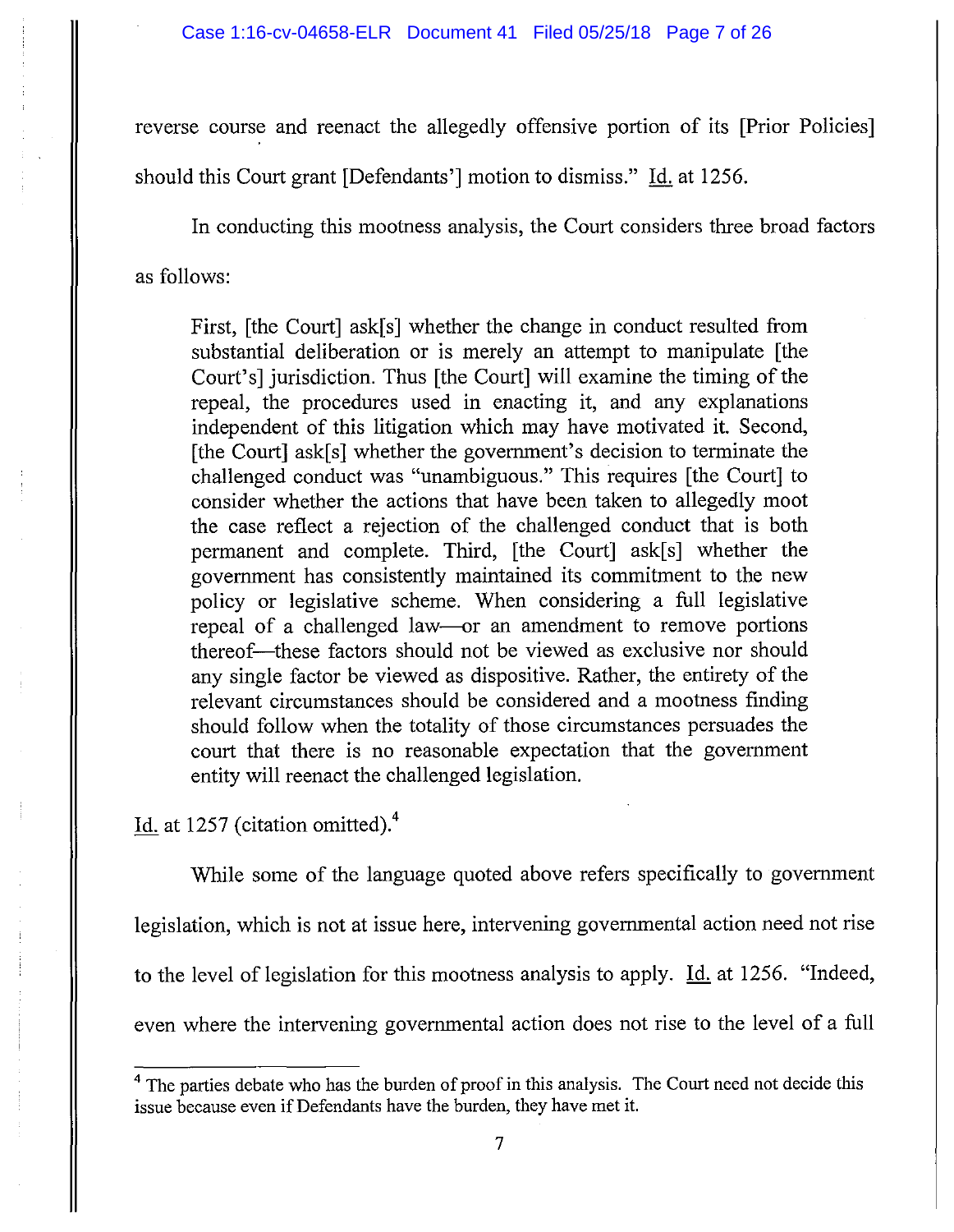reverse course and reenact the allegedly offensive portion of its [Prior Policies] should this Court grant [Defendants'] motion to dismiss." Id. at 1256.

In conducting this mootness analysis, the Court considers three broad factors as follows:

> First, [the Court] ask[s] whether the change in conduct resulted from substantial deliberation or is merely an attempt to manipulate [the Court's] jurisdiction. Thus [the Court] will examine the timing of the repeal, the procedures used in enacting it, and any explanations independent of this litigation which may have motivated it. Second, [the Court] ask[s] whether the government's decision to terminate the challenged conduct was "unambiguous." This requires [the Court] to consider whether the actions that have been taken to allegedly moot the case reflect a rejection of the challenged conduct that is both permanent and complete. Third, [the Court] ask[s] whether the government has consistently maintained its commitment to the new policy or legislative scheme. When considering a full legislative repeal of a challenged law—or an amendment to remove portions thereof—these factors should not be viewed as exclusive nor should any single factor be viewed as dispositive. Rather, the entirety of the relevant circumstances should be considered and a mootness finding should follow when the totality of those circumstances persuades the court that there is no reasonable expectation that the government entity will reenact the challenged legislation.

Id. at 1257 (citation omitted).[4]

While some of the language quoted above refers specifically to government legislation, which is not at issue here, intervening governmental action need not rise to the level of legislation for this mootness analysis to apply. Id. at 1256. "Indeed, even where the intervening governmental action does not rise to the level of a full

---

[4] The parties debate who has the burden of proof in this analysis. The Court need not decide this issue because even if Defendants have the burden, they have met it.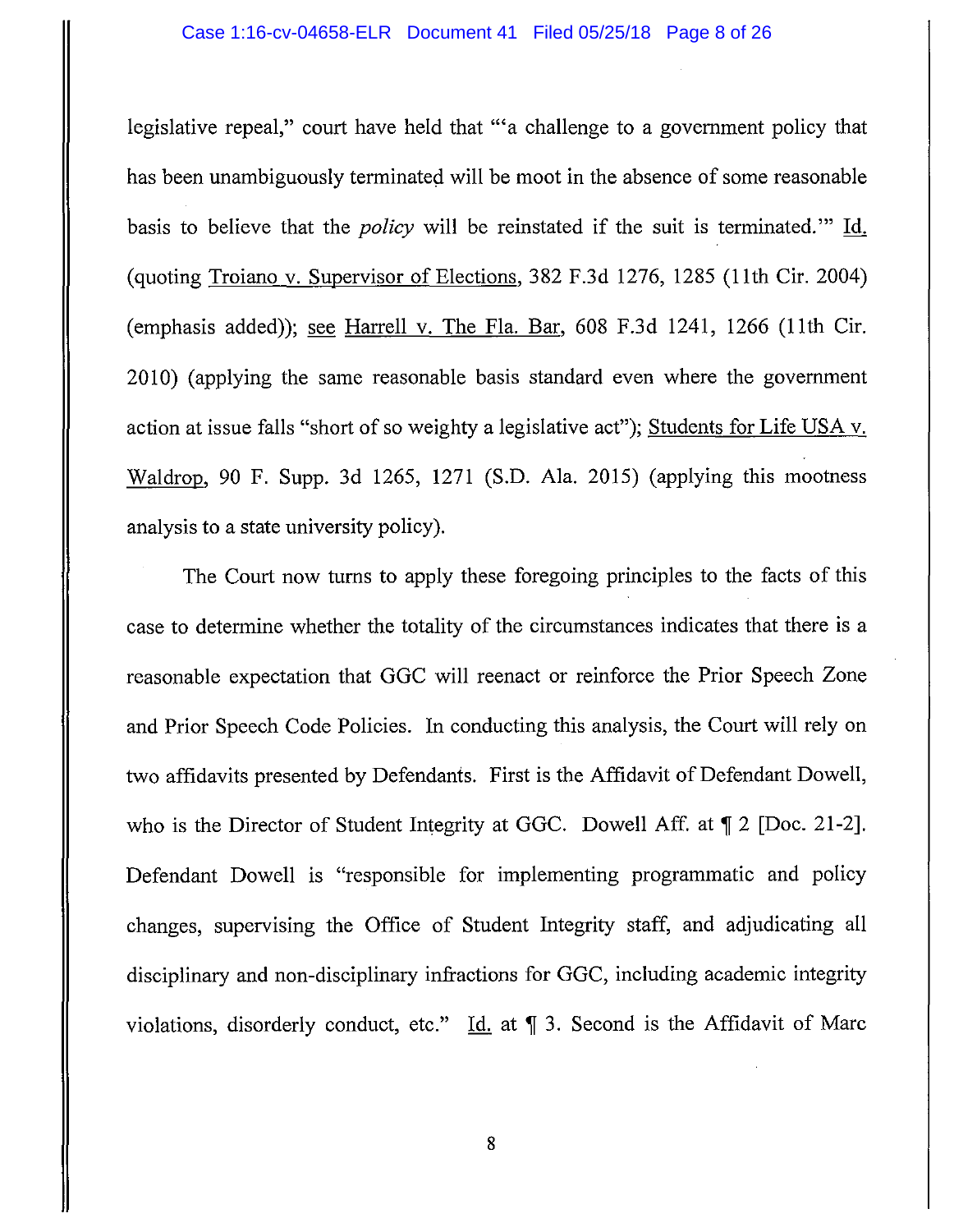legislative repeal," court have held that "'a challenge to a government policy that has been unambiguously terminated will be moot in the absence of some reasonable basis to believe that the *policy* will be reinstated if the suit is terminated.'" Id. (quoting Troiano v. Supervisor of Elections, 382 F.3d 1276, 1285 (11th Cir. 2004) (emphasis added)); see Harrell v. The Fla. Bar, 608 F.3d 1241, 1266 (11th Cir. 2010) (applying the same reasonable basis standard even where the government action at issue falls "short of so weighty a legislative act"); Students for Life USA v. Waldrop, 90 F. Supp. 3d 1265, 1271 (S.D. Ala. 2015) (applying this mootness analysis to a state university policy).

The Court now turns to apply these foregoing principles to the facts of this case to determine whether the totality of the circumstances indicates that there is a reasonable expectation that GGC will reenact or reinforce the Prior Speech Zone and Prior Speech Code Policies. In conducting this analysis, the Court will rely on two affidavits presented by Defendants. First is the Affidavit of Defendant Dowell, who is the Director of Student Integrity at GGC. Dowell Aff. at ¶ 2 [Doc. 21-2]. Defendant Dowell is "responsible for implementing programmatic and policy changes, supervising the Office of Student Integrity staff, and adjudicating all disciplinary and non-disciplinary infractions for GGC, including academic integrity violations, disorderly conduct, etc." Id. at ¶ 3. Second is the Affidavit of Marc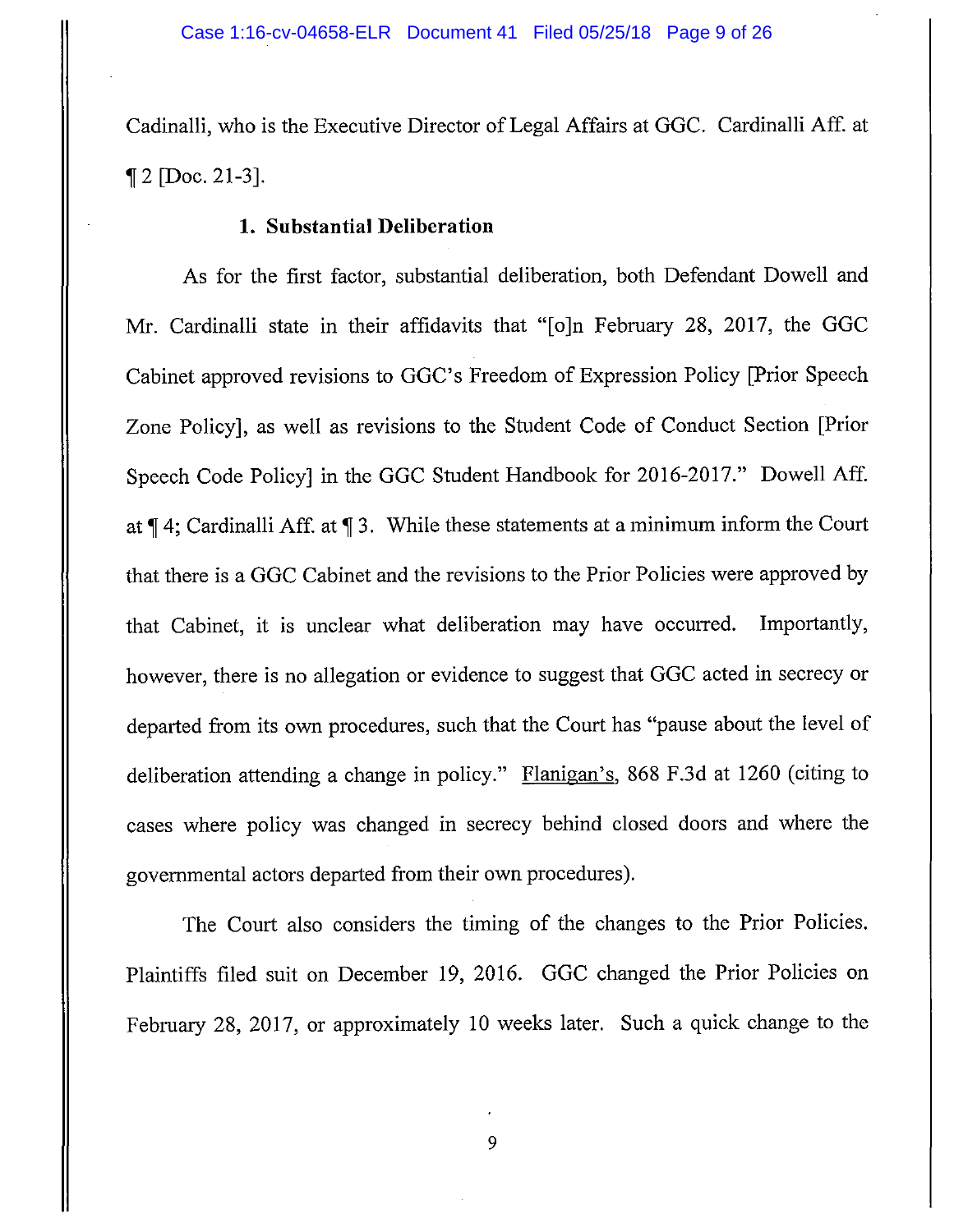Cadinalli, who is the Executive Director of Legal Affairs at GGC. Cardinalli Aff. at ¶ 2 [Doc. 21-3].

**1. Substantial Deliberation**

As for the first factor, substantial deliberation, both Defendant Dowell and Mr. Cardinalli state in their affidavits that "[o]n February 28, 2017, the GGC Cabinet approved revisions to GGC's Freedom of Expression Policy [Prior Speech Zone Policy], as well as revisions to the Student Code of Conduct Section [Prior Speech Code Policy] in the GGC Student Handbook for 2016-2017." Dowell Aff. at ¶ 4; Cardinalli Aff. at ¶ 3. While these statements at a minimum inform the Court that there is a GGC Cabinet and the revisions to the Prior Policies were approved by that Cabinet, it is unclear what deliberation may have occurred. Importantly, however, there is no allegation or evidence to suggest that GGC acted in secrecy or departed from its own procedures, such that the Court has "pause about the level of deliberation attending a change in policy." Flanigan's, 868 F.3d at 1260 (citing to cases where policy was changed in secrecy behind closed doors and where the governmental actors departed from their own procedures).

The Court also considers the timing of the changes to the Prior Policies. Plaintiffs filed suit on December 19, 2016. GGC changed the Prior Policies on February 28, 2017, or approximately 10 weeks later. Such a quick change to the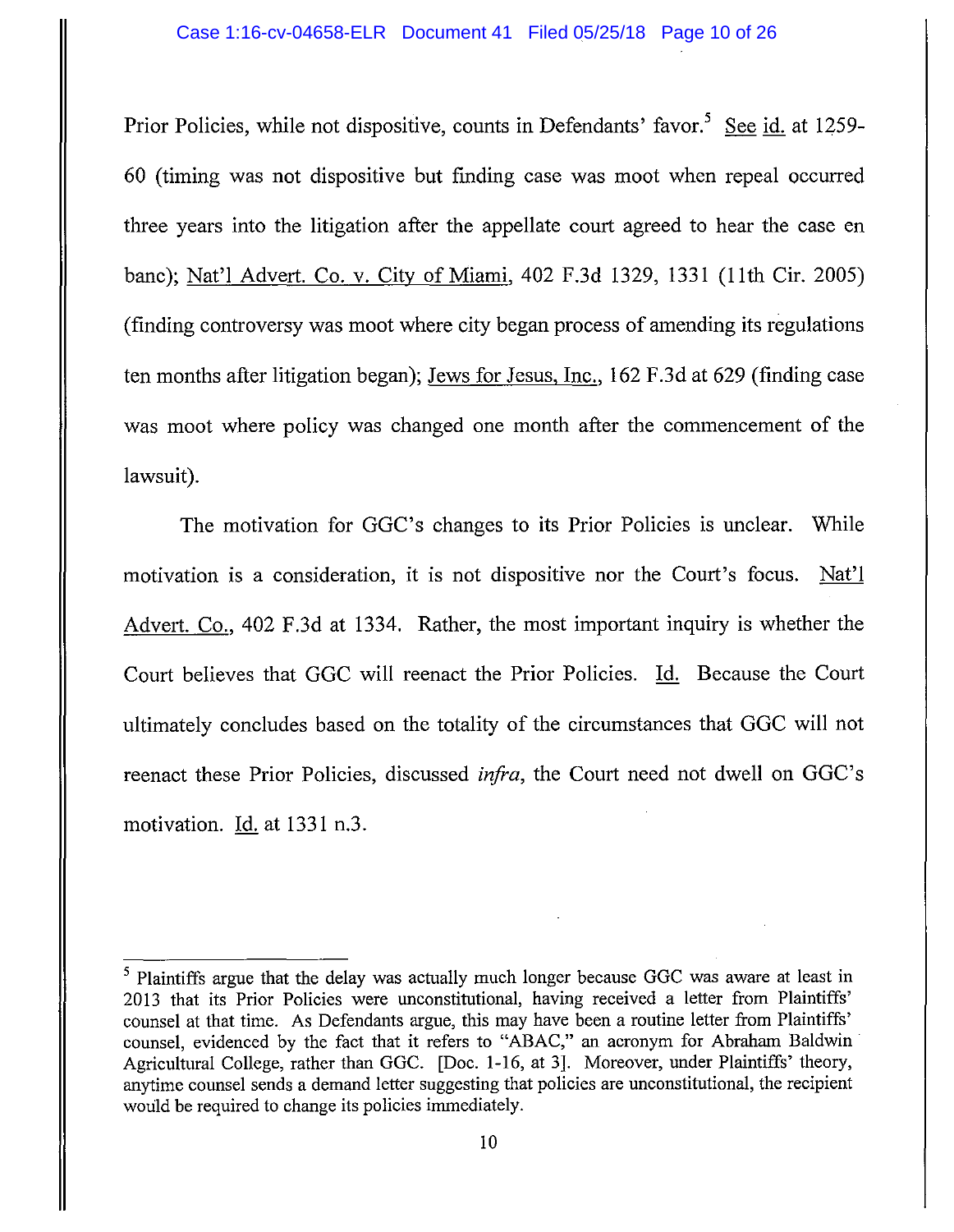Prior Policies, while not dispositive, counts in Defendants' favor.[5] See id. at 1259-60 (timing was not dispositive but finding case was moot when repeal occurred three years into the litigation after the appellate court agreed to hear the case en banc); Nat'l Advert. Co. v. City of Miami, 402 F.3d 1329, 1331 (11th Cir. 2005) (finding controversy was moot where city began process of amending its regulations ten months after litigation began); Jews for Jesus, Inc., 162 F.3d at 629 (finding case was moot where policy was changed one month after the commencement of the lawsuit).

The motivation for GGC's changes to its Prior Policies is unclear. While motivation is a consideration, it is not dispositive nor the Court's focus. Nat'l Advert. Co., 402 F.3d at 1334. Rather, the most important inquiry is whether the Court believes that GGC will reenact the Prior Policies. Id. Because the Court ultimately concludes based on the totality of the circumstances that GGC will not reenact these Prior Policies, discussed *infra*, the Court need not dwell on GGC's motivation. Id. at 1331 n.3.

---

[5] Plaintiffs argue that the delay was actually much longer because GGC was aware at least in 2013 that its Prior Policies were unconstitutional, having received a letter from Plaintiffs' counsel at that time. As Defendants argue, this may have been a routine letter from Plaintiffs' counsel, evidenced by the fact that it refers to "ABAC," an acronym for Abraham Baldwin Agricultural College, rather than GGC. [Doc. 1-16, at 3]. Moreover, under Plaintiffs' theory, anytime counsel sends a demand letter suggesting that policies are unconstitutional, the recipient would be required to change its policies immediately.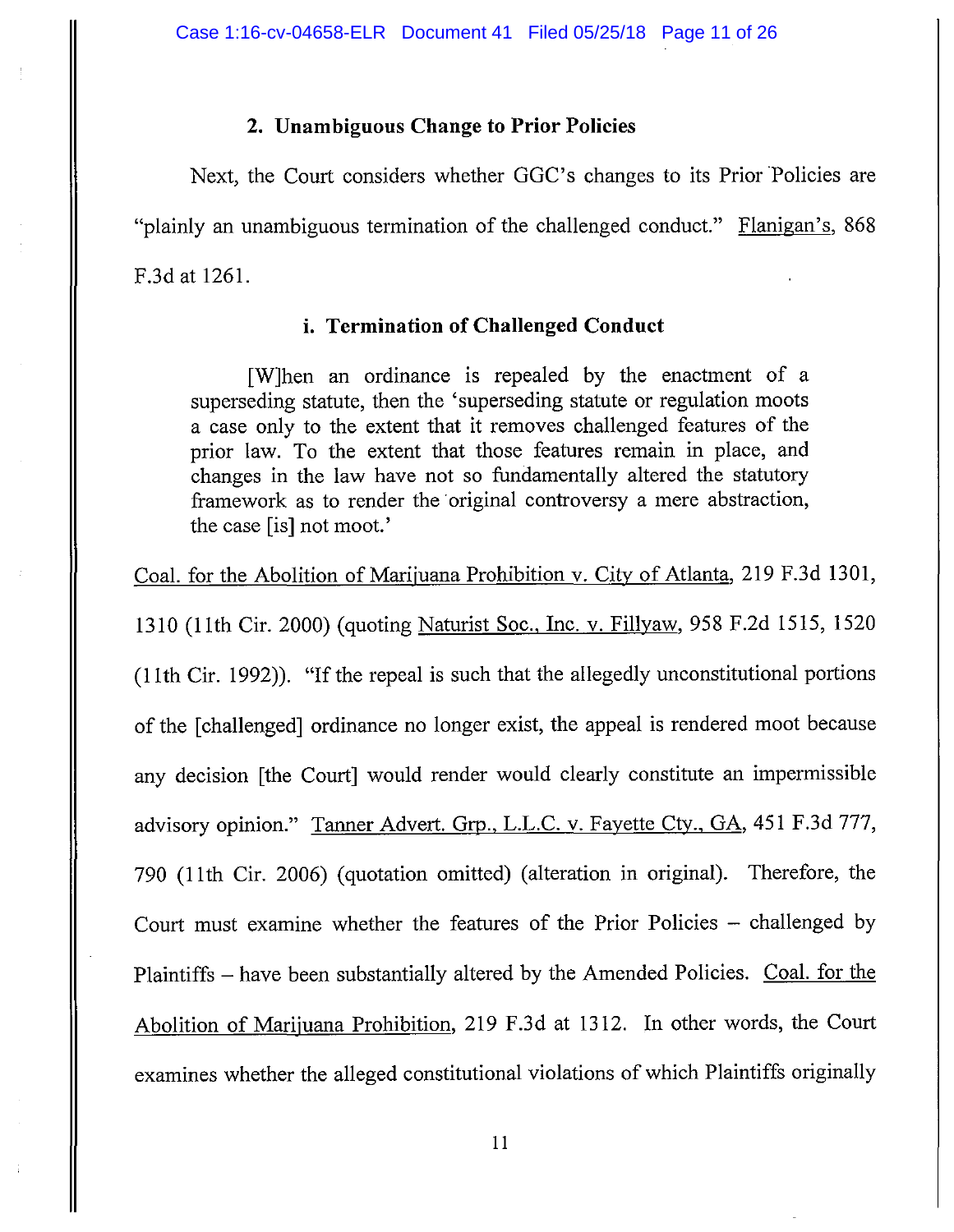### 2. Unambiguous Change to Prior Policies

Next, the Court considers whether GGC's changes to its Prior Policies are "plainly an unambiguous termination of the challenged conduct." Flanigan's, 868 F.3d at 1261.

#### i. Termination of Challenged Conduct

> [W]hen an ordinance is repealed by the enactment of a superseding statute, then the 'superseding statute or regulation moots a case only to the extent that it removes challenged features of the prior law. To the extent that those features remain in place, and changes in the law have not so fundamentally altered the statutory framework as to render the original controversy a mere abstraction, the case [is] not moot.'

Coal. for the Abolition of Marijuana Prohibition v. City of Atlanta, 219 F.3d 1301, 1310 (11th Cir. 2000) (quoting Naturist Soc., Inc. v. Fillyaw, 958 F.2d 1515, 1520 (11th Cir. 1992)). "If the repeal is such that the allegedly unconstitutional portions of the [challenged] ordinance no longer exist, the appeal is rendered moot because any decision [the Court] would render would clearly constitute an impermissible advisory opinion." Tanner Advert. Grp., L.L.C. v. Fayette Cty., GA, 451 F.3d 777, 790 (11th Cir. 2006) (quotation omitted) (alteration in original). Therefore, the Court must examine whether the features of the Prior Policies – challenged by Plaintiffs – have been substantially altered by the Amended Policies. Coal. for the Abolition of Marijuana Prohibition, 219 F.3d at 1312. In other words, the Court examines whether the alleged constitutional violations of which Plaintiffs originally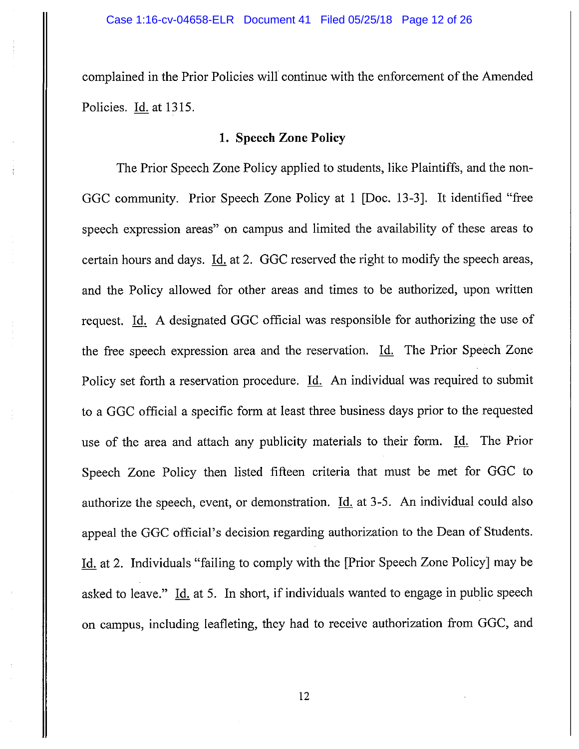complained in the Prior Policies will continue with the enforcement of the Amended Policies. Id. at 1315.

### 1. Speech Zone Policy

The Prior Speech Zone Policy applied to students, like Plaintiffs, and the non-GGC community. Prior Speech Zone Policy at 1 [Doc. 13-3]. It identified "free speech expression areas" on campus and limited the availability of these areas to certain hours and days. Id. at 2. GGC reserved the right to modify the speech areas, and the Policy allowed for other areas and times to be authorized, upon written request. Id. A designated GGC official was responsible for authorizing the use of the free speech expression area and the reservation. Id. The Prior Speech Zone Policy set forth a reservation procedure. Id. An individual was required to submit to a GGC official a specific form at least three business days prior to the requested use of the area and attach any publicity materials to their form. Id. The Prior Speech Zone Policy then listed fifteen criteria that must be met for GGC to authorize the speech, event, or demonstration. Id. at 3-5. An individual could also appeal the GGC official's decision regarding authorization to the Dean of Students. Id. at 2. Individuals "failing to comply with the [Prior Speech Zone Policy] may be asked to leave." Id. at 5. In short, if individuals wanted to engage in public speech on campus, including leafleting, they had to receive authorization from GGC, and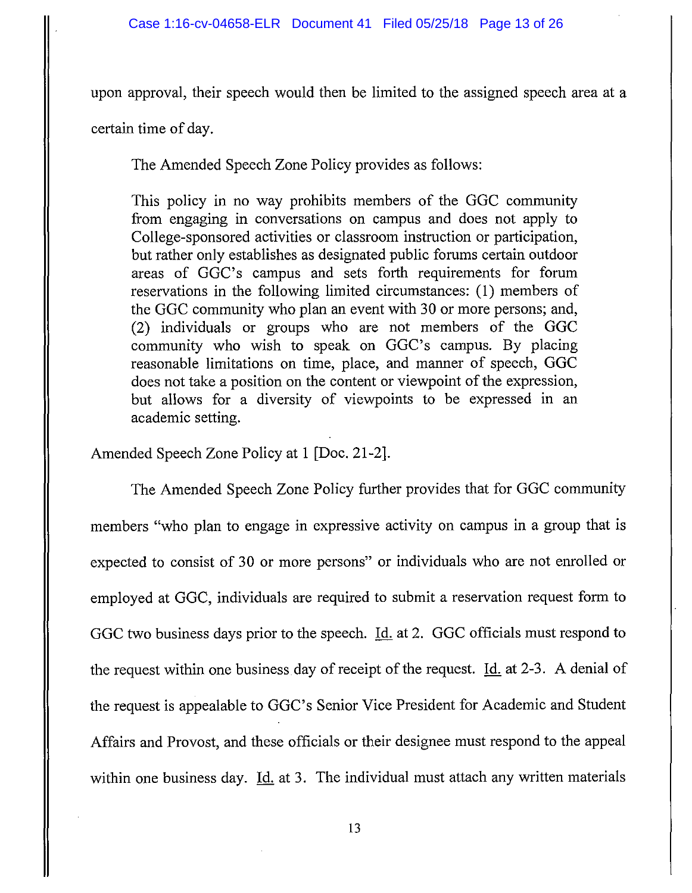upon approval, their speech would then be limited to the assigned speech area at a certain time of day.

The Amended Speech Zone Policy provides as follows:

> This policy in no way prohibits members of the GGC community from engaging in conversations on campus and does not apply to College-sponsored activities or classroom instruction or participation, but rather only establishes as designated public forums certain outdoor areas of GGC's campus and sets forth requirements for forum reservations in the following limited circumstances: (1) members of the GGC community who plan an event with 30 or more persons; and, (2) individuals or groups who are not members of the GGC community who wish to speak on GGC's campus. By placing reasonable limitations on time, place, and manner of speech, GGC does not take a position on the content or viewpoint of the expression, but allows for a diversity of viewpoints to be expressed in an academic setting.

Amended Speech Zone Policy at 1 [Doc. 21-2].

The Amended Speech Zone Policy further provides that for GGC community members "who plan to engage in expressive activity on campus in a group that is expected to consist of 30 or more persons" or individuals who are not enrolled or employed at GGC, individuals are required to submit a reservation request form to GGC two business days prior to the speech. Id. at 2. GGC officials must respond to the request within one business day of receipt of the request. Id. at 2-3. A denial of the request is appealable to GGC's Senior Vice President for Academic and Student Affairs and Provost, and these officials or their designee must respond to the appeal within one business day. Id. at 3. The individual must attach any written materials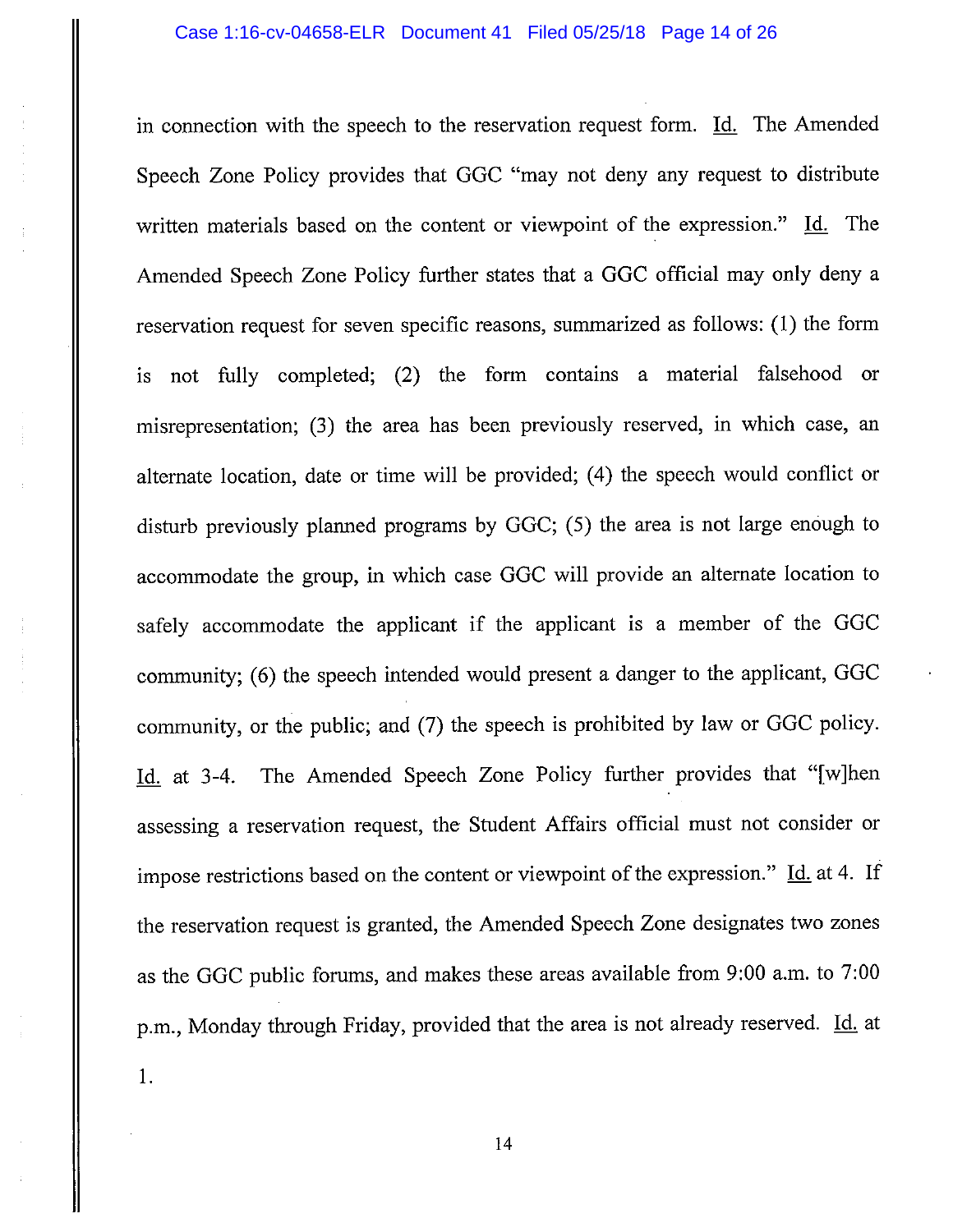in connection with the speech to the reservation request form. Id. The Amended Speech Zone Policy provides that GGC "may not deny any request to distribute written materials based on the content or viewpoint of the expression." Id. The Amended Speech Zone Policy further states that a GGC official may only deny a reservation request for seven specific reasons, summarized as follows: (1) the form is not fully completed; (2) the form contains a material falsehood or misrepresentation; (3) the area has been previously reserved, in which case, an alternate location, date or time will be provided; (4) the speech would conflict or disturb previously planned programs by GGC; (5) the area is not large enough to accommodate the group, in which case GGC will provide an alternate location to safely accommodate the applicant if the applicant is a member of the GGC community; (6) the speech intended would present a danger to the applicant, GGC community, or the public; and (7) the speech is prohibited by law or GGC policy. Id. at 3-4. The Amended Speech Zone Policy further provides that "[w]hen assessing a reservation request, the Student Affairs official must not consider or impose restrictions based on the content or viewpoint of the expression." Id. at 4. If the reservation request is granted, the Amended Speech Zone designates two zones as the GGC public forums, and makes these areas available from 9:00 a.m. to 7:00 p.m., Monday through Friday, provided that the area is not already reserved. Id. at 1.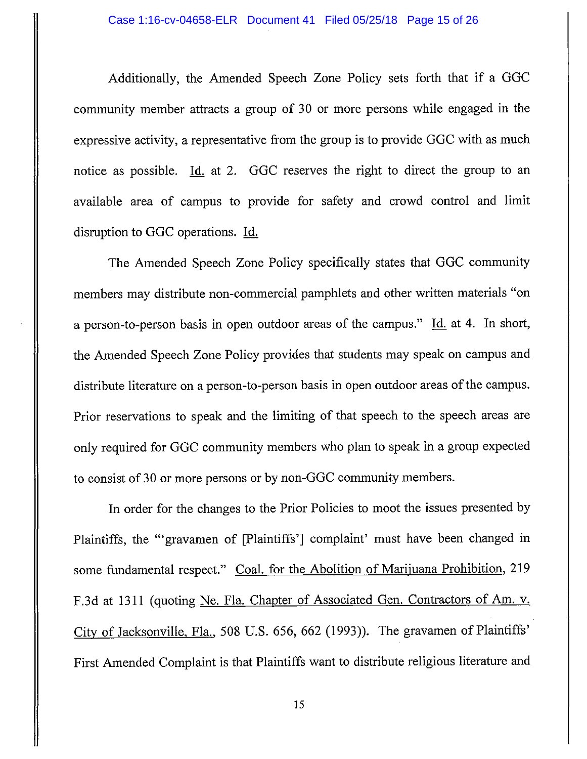Additionally, the Amended Speech Zone Policy sets forth that if a GGC community member attracts a group of 30 or more persons while engaged in the expressive activity, a representative from the group is to provide GGC with as much notice as possible. Id. at 2. GGC reserves the right to direct the group to an available area of campus to provide for safety and crowd control and limit disruption to GGC operations. Id.

The Amended Speech Zone Policy specifically states that GGC community members may distribute non-commercial pamphlets and other written materials "on a person-to-person basis in open outdoor areas of the campus." Id. at 4. In short, the Amended Speech Zone Policy provides that students may speak on campus and distribute literature on a person-to-person basis in open outdoor areas of the campus. Prior reservations to speak and the limiting of that speech to the speech areas are only required for GGC community members who plan to speak in a group expected to consist of 30 or more persons or by non-GGC community members.

In order for the changes to the Prior Policies to moot the issues presented by Plaintiffs, the "'gravamen of [Plaintiffs'] complaint' must have been changed in some fundamental respect." Coal. for the Abolition of Marijuana Prohibition, 219 F.3d at 1311 (quoting Ne. Fla. Chapter of Associated Gen. Contractors of Am. v. City of Jacksonville, Fla., 508 U.S. 656, 662 (1993)). The gravamen of Plaintiffs' First Amended Complaint is that Plaintiffs want to distribute religious literature and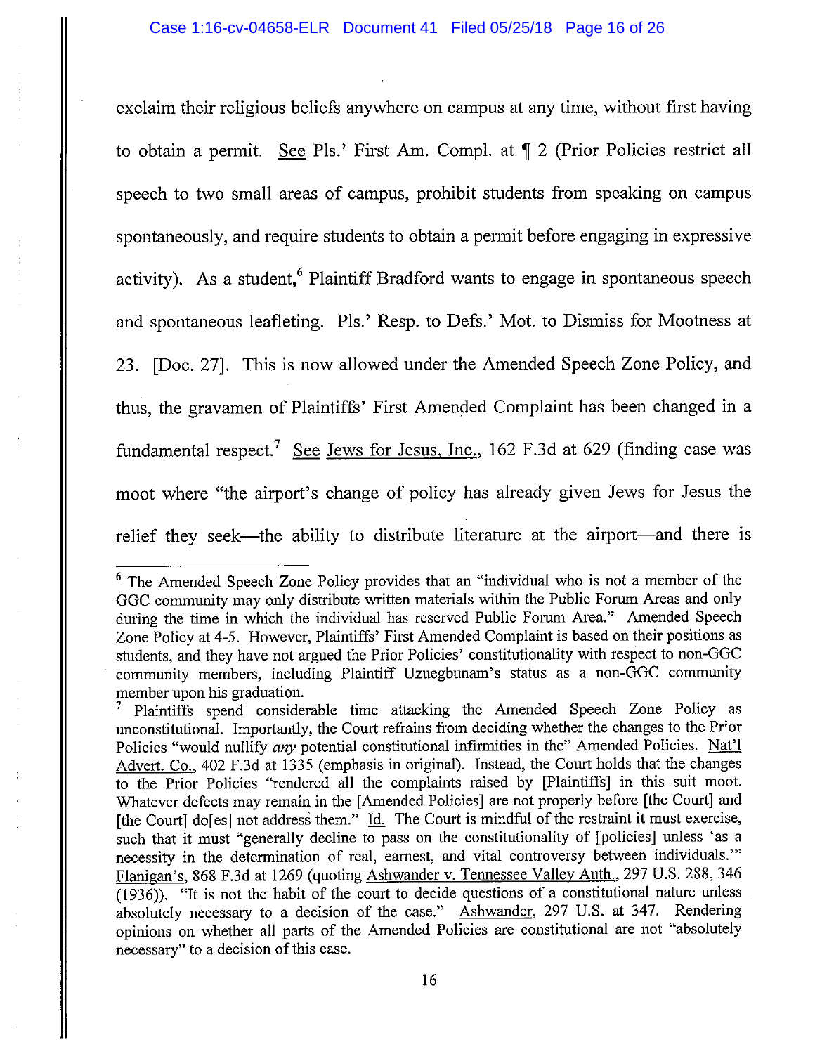exclaim their religious beliefs anywhere on campus at any time, without first having to obtain a permit. See Pls.' First Am. Compl. at ¶ 2 (Prior Policies restrict all speech to two small areas of campus, prohibit students from speaking on campus spontaneously, and require students to obtain a permit before engaging in expressive activity). As a student,[6] Plaintiff Bradford wants to engage in spontaneous speech and spontaneous leafleting. Pls.' Resp. to Defs.' Mot. to Dismiss for Mootness at 23. [Doc. 27]. This is now allowed under the Amended Speech Zone Policy, and thus, the gravamen of Plaintiffs' First Amended Complaint has been changed in a fundamental respect.[7] See Jews for Jesus, Inc., 162 F.3d at 629 (finding case was moot where "the airport's change of policy has already given Jews for Jesus the relief they seek—the ability to distribute literature at the airport—and there is

---

[6] The Amended Speech Zone Policy provides that an "individual who is not a member of the GGC community may only distribute written materials within the Public Forum Areas and only during the time in which the individual has reserved Public Forum Area." Amended Speech Zone Policy at 4-5. However, Plaintiffs' First Amended Complaint is based on their positions as students, and they have not argued the Prior Policies' constitutionality with respect to non-GGC community members, including Plaintiff Uzuegbunam's status as a non-GGC community member upon his graduation.

[7] Plaintiffs spend considerable time attacking the Amended Speech Zone Policy as unconstitutional. Importantly, the Court refrains from deciding whether the changes to the Prior Policies "would nullify *any* potential constitutional infirmities in the" Amended Policies. Nat'l Advert. Co., 402 F.3d at 1335 (emphasis in original). Instead, the Court holds that the changes to the Prior Policies "rendered all the complaints raised by [Plaintiffs] in this suit moot. Whatever defects may remain in the [Amended Policies] are not properly before [the Court] and [the Court] do[es] not address them." Id. The Court is mindful of the restraint it must exercise, such that it must "generally decline to pass on the constitutionality of [policies] unless 'as a necessity in the determination of real, earnest, and vital controversy between individuals.'" Flanigan's, 868 F.3d at 1269 (quoting Ashwander v. Tennessee Valley Auth., 297 U.S. 288, 346 (1936)). "It is not the habit of the court to decide questions of a constitutional nature unless absolutely necessary to a decision of the case." Ashwander, 297 U.S. at 347. Rendering opinions on whether all parts of the Amended Policies are constitutional are not "absolutely necessary" to a decision of this case.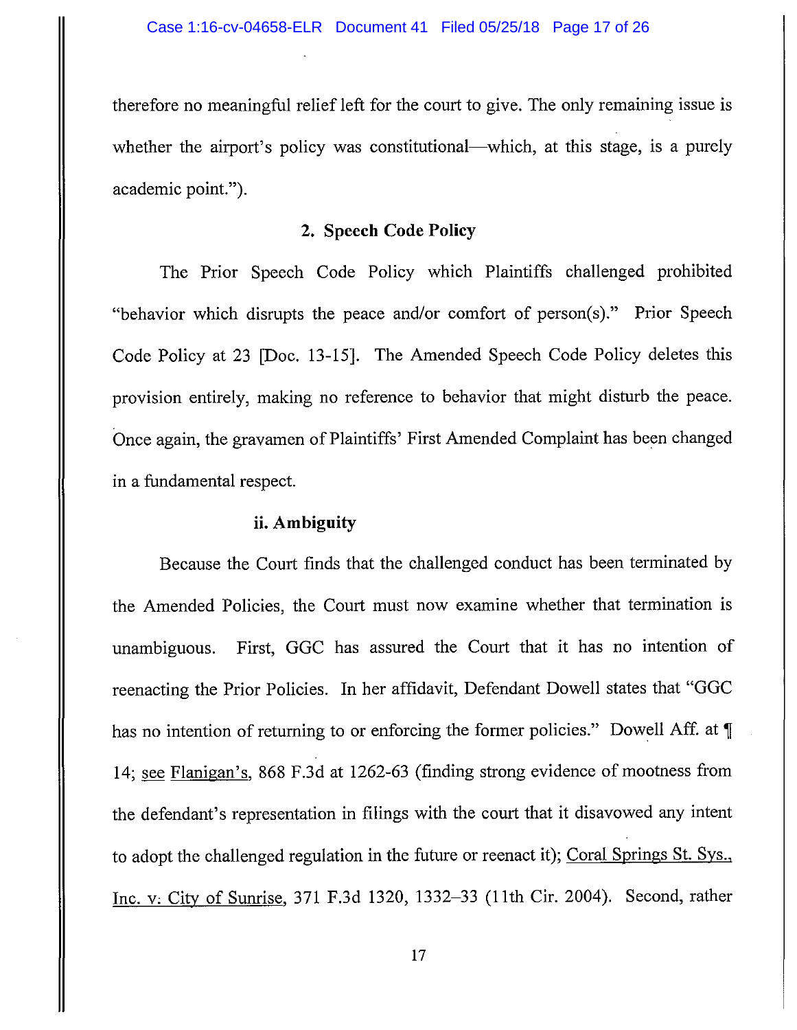therefore no meaningful relief left for the court to give. The only remaining issue is whether the airport's policy was constitutional—which, at this stage, is a purely academic point.").

**2. Speech Code Policy**

The Prior Speech Code Policy which Plaintiffs challenged prohibited "behavior which disrupts the peace and/or comfort of person(s)." Prior Speech Code Policy at 23 [Doc. 13-15]. The Amended Speech Code Policy deletes this provision entirely, making no reference to behavior that might disturb the peace. Once again, the gravamen of Plaintiffs' First Amended Complaint has been changed in a fundamental respect.

**ii. Ambiguity**

Because the Court finds that the challenged conduct has been terminated by the Amended Policies, the Court must now examine whether that termination is unambiguous. First, GGC has assured the Court that it has no intention of reenacting the Prior Policies. In her affidavit, Defendant Dowell states that "GGC has no intention of returning to or enforcing the former policies." Dowell Aff. at ¶ 14; see Flanigan's, 868 F.3d at 1262-63 (finding strong evidence of mootness from the defendant's representation in filings with the court that it disavowed any intent to adopt the challenged regulation in the future or reenact it); Coral Springs St. Sys., Inc. v. City of Sunrise, 371 F.3d 1320, 1332–33 (11th Cir. 2004). Second, rather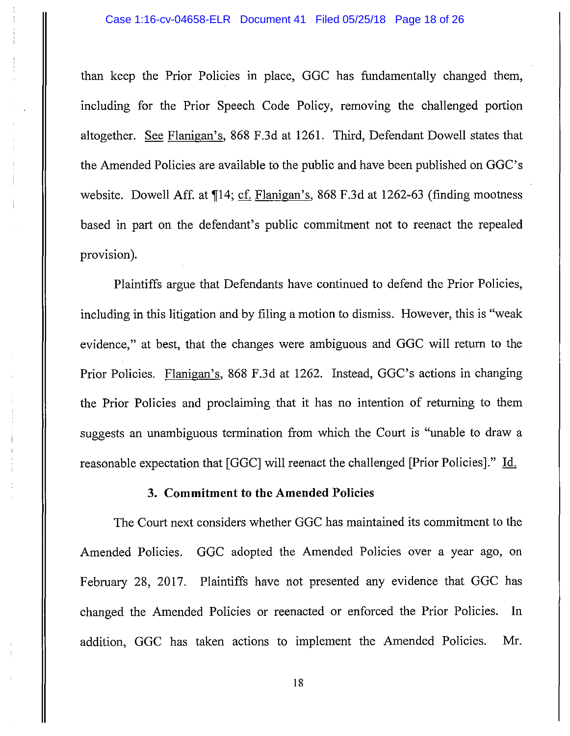than keep the Prior Policies in place, GGC has fundamentally changed them, including for the Prior Speech Code Policy, removing the challenged portion altogether. See Flanigan's, 868 F.3d at 1261. Third, Defendant Dowell states that the Amended Policies are available to the public and have been published on GGC's website. Dowell Aff. at ¶14; cf. Flanigan's, 868 F.3d at 1262-63 (finding mootness based in part on the defendant's public commitment not to reenact the repealed provision).

Plaintiffs argue that Defendants have continued to defend the Prior Policies, including in this litigation and by filing a motion to dismiss. However, this is "weak evidence," at best, that the changes were ambiguous and GGC will return to the Prior Policies. Flanigan's, 868 F.3d at 1262. Instead, GGC's actions in changing the Prior Policies and proclaiming that it has no intention of returning to them suggests an unambiguous termination from which the Court is "unable to draw a reasonable expectation that [GGC] will reenact the challenged [Prior Policies]." Id.

### 3. Commitment to the Amended Policies

The Court next considers whether GGC has maintained its commitment to the Amended Policies. GGC adopted the Amended Policies over a year ago, on February 28, 2017. Plaintiffs have not presented any evidence that GGC has changed the Amended Policies or reenacted or enforced the Prior Policies. In addition, GGC has taken actions to implement the Amended Policies. Mr.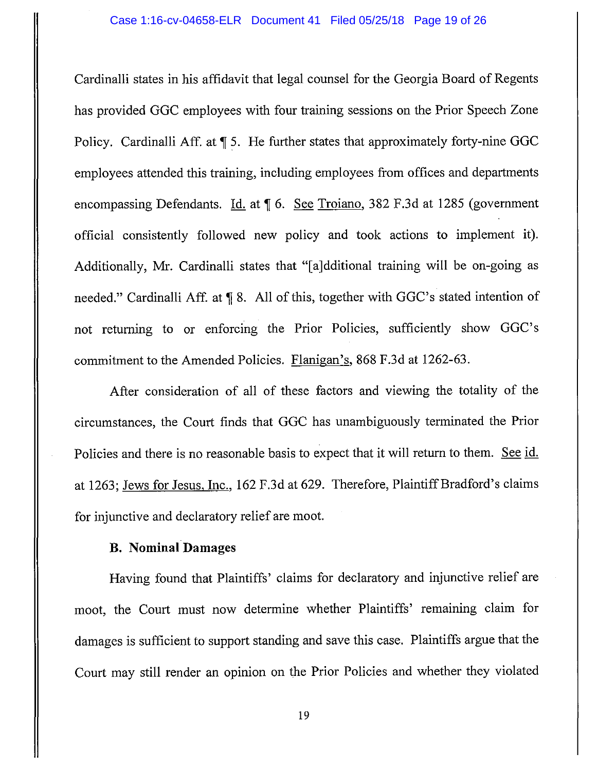Cardinalli states in his affidavit that legal counsel for the Georgia Board of Regents has provided GGC employees with four training sessions on the Prior Speech Zone Policy. Cardinalli Aff. at ¶ 5. He further states that approximately forty-nine GGC employees attended this training, including employees from offices and departments encompassing Defendants. Id. at ¶ 6. See Troiano, 382 F.3d at 1285 (government official consistently followed new policy and took actions to implement it). Additionally, Mr. Cardinalli states that "[a]dditional training will be on-going as needed." Cardinalli Aff. at ¶ 8. All of this, together with GGC's stated intention of not returning to or enforcing the Prior Policies, sufficiently show GGC's commitment to the Amended Policies. Flanigan's, 868 F.3d at 1262-63.

After consideration of all of these factors and viewing the totality of the circumstances, the Court finds that GGC has unambiguously terminated the Prior Policies and there is no reasonable basis to expect that it will return to them. See id. at 1263; Jews for Jesus, Inc., 162 F.3d at 629. Therefore, Plaintiff Bradford's claims for injunctive and declaratory relief are moot.

**B. Nominal Damages**

Having found that Plaintiffs' claims for declaratory and injunctive relief are moot, the Court must now determine whether Plaintiffs' remaining claim for damages is sufficient to support standing and save this case. Plaintiffs argue that the Court may still render an opinion on the Prior Policies and whether they violated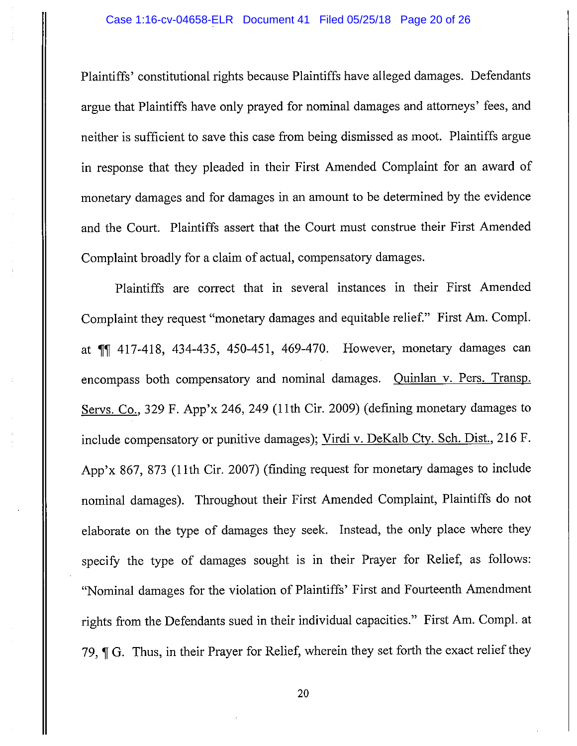Plaintiffs' constitutional rights because Plaintiffs have alleged damages. Defendants argue that Plaintiffs have only prayed for nominal damages and attorneys' fees, and neither is sufficient to save this case from being dismissed as moot. Plaintiffs argue in response that they pleaded in their First Amended Complaint for an award of monetary damages and for damages in an amount to be determined by the evidence and the Court. Plaintiffs assert that the Court must construe their First Amended Complaint broadly for a claim of actual, compensatory damages.

Plaintiffs are correct that in several instances in their First Amended Complaint they request "monetary damages and equitable relief." First Am. Compl. at ¶¶ 417-418, 434-435, 450-451, 469-470. However, monetary damages can encompass both compensatory and nominal damages. Quinlan v. Pers. Transp. Servs. Co., 329 F. App'x 246, 249 (11th Cir. 2009) (defining monetary damages to include compensatory or punitive damages); Virdi v. DeKalb Cty. Sch. Dist., 216 F. App'x 867, 873 (11th Cir. 2007) (finding request for monetary damages to include nominal damages). Throughout their First Amended Complaint, Plaintiffs do not elaborate on the type of damages they seek. Instead, the only place where they specify the type of damages sought is in their Prayer for Relief, as follows: "Nominal damages for the violation of Plaintiffs' First and Fourteenth Amendment rights from the Defendants sued in their individual capacities." First Am. Compl. at 79, ¶ G. Thus, in their Prayer for Relief, wherein they set forth the exact relief they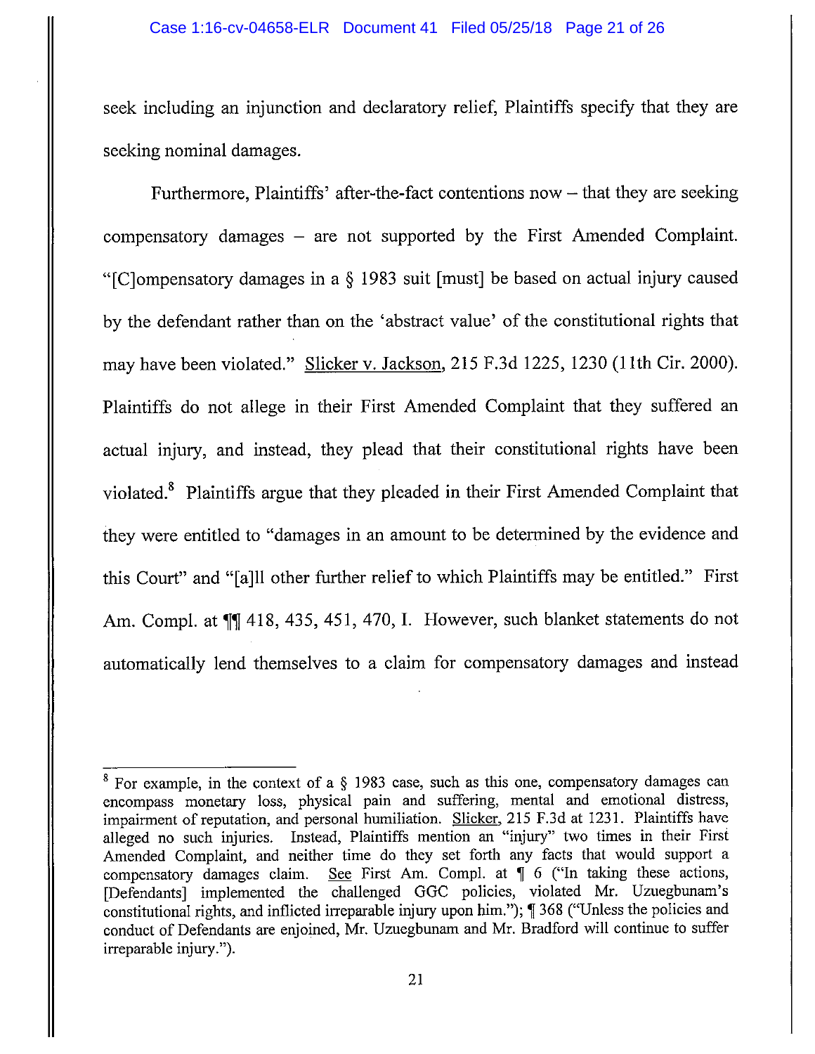seek including an injunction and declaratory relief, Plaintiffs specify that they are seeking nominal damages.

Furthermore, Plaintiffs' after-the-fact contentions now – that they are seeking compensatory damages – are not supported by the First Amended Complaint. "[C]ompensatory damages in a § 1983 suit [must] be based on actual injury caused by the defendant rather than on the 'abstract value' of the constitutional rights that may have been violated." Slicker v. Jackson, 215 F.3d 1225, 1230 (11th Cir. 2000). Plaintiffs do not allege in their First Amended Complaint that they suffered an actual injury, and instead, they plead that their constitutional rights have been violated.[8] Plaintiffs argue that they pleaded in their First Amended Complaint that they were entitled to "damages in an amount to be determined by the evidence and this Court" and "[a]ll other further relief to which Plaintiffs may be entitled." First Am. Compl. at ¶¶ 418, 435, 451, 470, I. However, such blanket statements do not automatically lend themselves to a claim for compensatory damages and instead

---

[8] For example, in the context of a § 1983 case, such as this one, compensatory damages can encompass monetary loss, physical pain and suffering, mental and emotional distress, impairment of reputation, and personal humiliation. Slicker, 215 F.3d at 1231. Plaintiffs have alleged no such injuries. Instead, Plaintiffs mention an "injury" two times in their First Amended Complaint, and neither time do they set forth any facts that would support a compensatory damages claim. See First Am. Compl. at ¶ 6 ("In taking these actions, [Defendants] implemented the challenged GGC policies, violated Mr. Uzuegbunam's constitutional rights, and inflicted irreparable injury upon him."); ¶ 368 ("Unless the policies and conduct of Defendants are enjoined, Mr. Uzuegbunam and Mr. Bradford will continue to suffer irreparable injury.").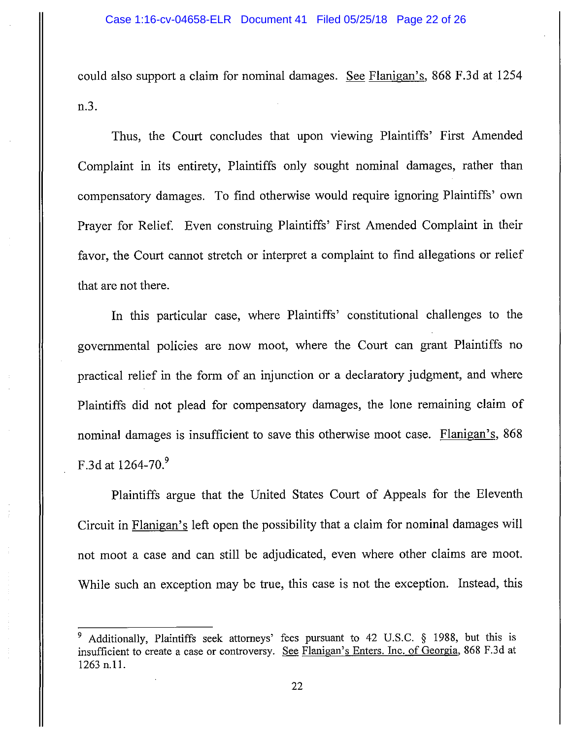could also support a claim for nominal damages. See Flanigan's, 868 F.3d at 1254 n.3.

Thus, the Court concludes that upon viewing Plaintiffs' First Amended Complaint in its entirety, Plaintiffs only sought nominal damages, rather than compensatory damages. To find otherwise would require ignoring Plaintiffs' own Prayer for Relief. Even construing Plaintiffs' First Amended Complaint in their favor, the Court cannot stretch or interpret a complaint to find allegations or relief that are not there.

In this particular case, where Plaintiffs' constitutional challenges to the governmental policies are now moot, where the Court can grant Plaintiffs no practical relief in the form of an injunction or a declaratory judgment, and where Plaintiffs did not plead for compensatory damages, the lone remaining claim of nominal damages is insufficient to save this otherwise moot case. Flanigan's, 868 F.3d at 1264-70.[9]

Plaintiffs argue that the United States Court of Appeals for the Eleventh Circuit in Flanigan's left open the possibility that a claim for nominal damages will not moot a case and can still be adjudicated, even where other claims are moot. While such an exception may be true, this case is not the exception. Instead, this

---

[9] Additionally, Plaintiffs seek attorneys' fees pursuant to 42 U.S.C. § 1988, but this is insufficient to create a case or controversy. See Flanigan's Enters. Inc. of Georgia, 868 F.3d at 1263 n.11.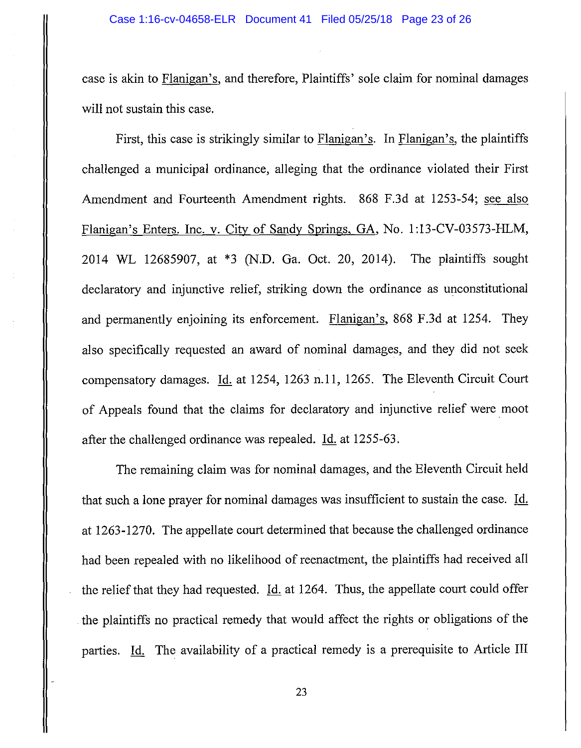case is akin to Flanigan's, and therefore, Plaintiffs' sole claim for nominal damages will not sustain this case.

First, this case is strikingly similar to Flanigan's. In Flanigan's, the plaintiffs challenged a municipal ordinance, alleging that the ordinance violated their First Amendment and Fourteenth Amendment rights. 868 F.3d at 1253-54; see also Flanigan's Enters. Inc. v. City of Sandy Springs, GA, No. 1:13-CV-03573-HLM, 2014 WL 12685907, at *3 (N.D. Ga. Oct. 20, 2014). The plaintiffs sought declaratory and injunctive relief, striking down the ordinance as unconstitutional and permanently enjoining its enforcement. Flanigan's, 868 F.3d at 1254. They also specifically requested an award of nominal damages, and they did not seek compensatory damages. Id. at 1254, 1263 n.11, 1265. The Eleventh Circuit Court of Appeals found that the claims for declaratory and injunctive relief were moot after the challenged ordinance was repealed. Id. at 1255-63.

The remaining claim was for nominal damages, and the Eleventh Circuit held that such a lone prayer for nominal damages was insufficient to sustain the case. Id. at 1263-1270. The appellate court determined that because the challenged ordinance had been repealed with no likelihood of reenactment, the plaintiffs had received all the relief that they had requested. Id. at 1264. Thus, the appellate court could offer the plaintiffs no practical remedy that would affect the rights or obligations of the parties. Id. The availability of a practical remedy is a prerequisite to Article III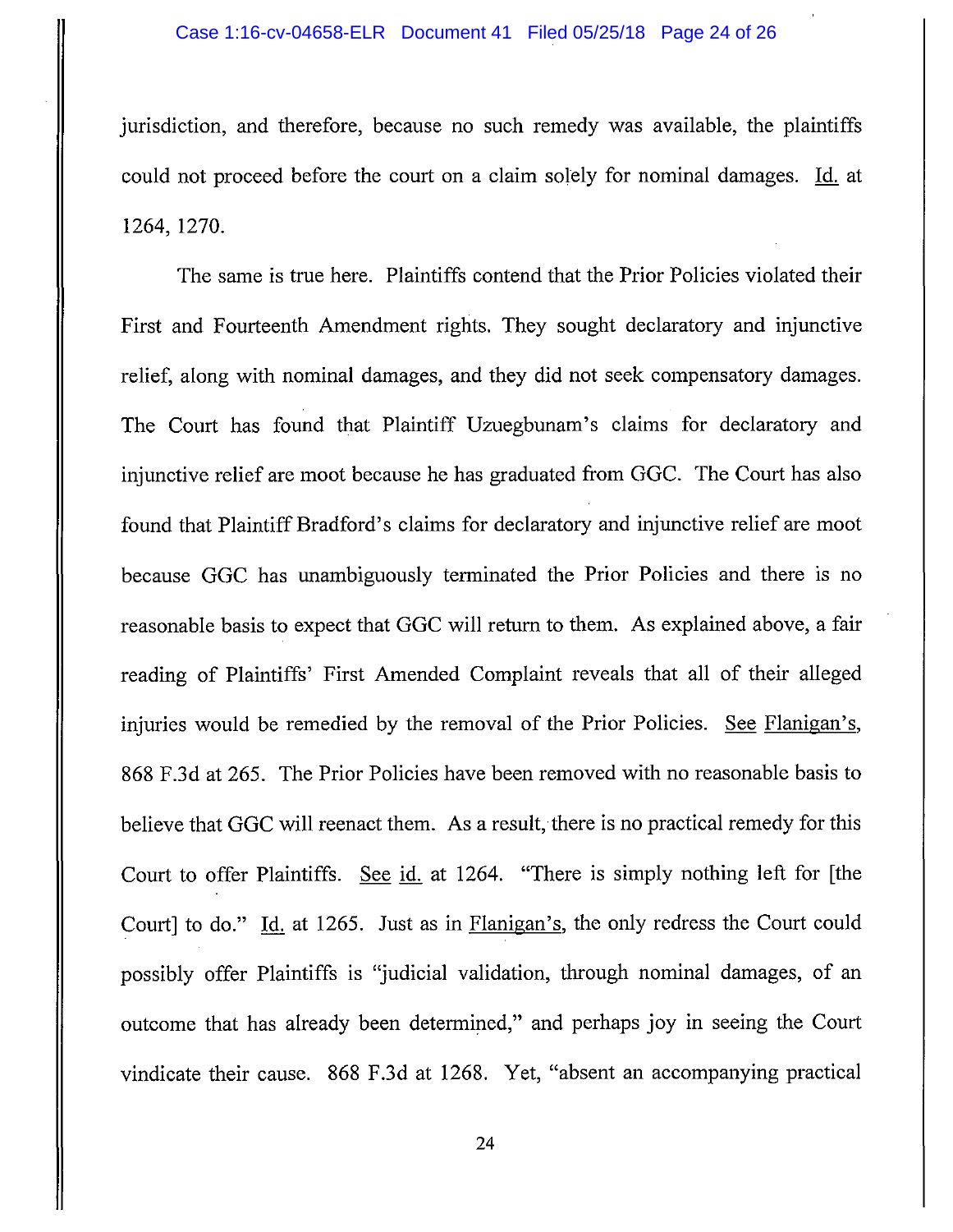jurisdiction, and therefore, because no such remedy was available, the plaintiffs could not proceed before the court on a claim solely for nominal damages. Id. at 1264, 1270.

The same is true here. Plaintiffs contend that the Prior Policies violated their First and Fourteenth Amendment rights. They sought declaratory and injunctive relief, along with nominal damages, and they did not seek compensatory damages. The Court has found that Plaintiff Uzuegbunam's claims for declaratory and injunctive relief are moot because he has graduated from GGC. The Court has also found that Plaintiff Bradford's claims for declaratory and injunctive relief are moot because GGC has unambiguously terminated the Prior Policies and there is no reasonable basis to expect that GGC will return to them. As explained above, a fair reading of Plaintiffs' First Amended Complaint reveals that all of their alleged injuries would be remedied by the removal of the Prior Policies. See Flanigan's, 868 F.3d at 265. The Prior Policies have been removed with no reasonable basis to believe that GGC will reenact them. As a result, there is no practical remedy for this Court to offer Plaintiffs. See id. at 1264. "There is simply nothing left for [the Court] to do." Id. at 1265. Just as in Flanigan's, the only redress the Court could possibly offer Plaintiffs is "judicial validation, through nominal damages, of an outcome that has already been determined," and perhaps joy in seeing the Court vindicate their cause. 868 F.3d at 1268. Yet, "absent an accompanying practical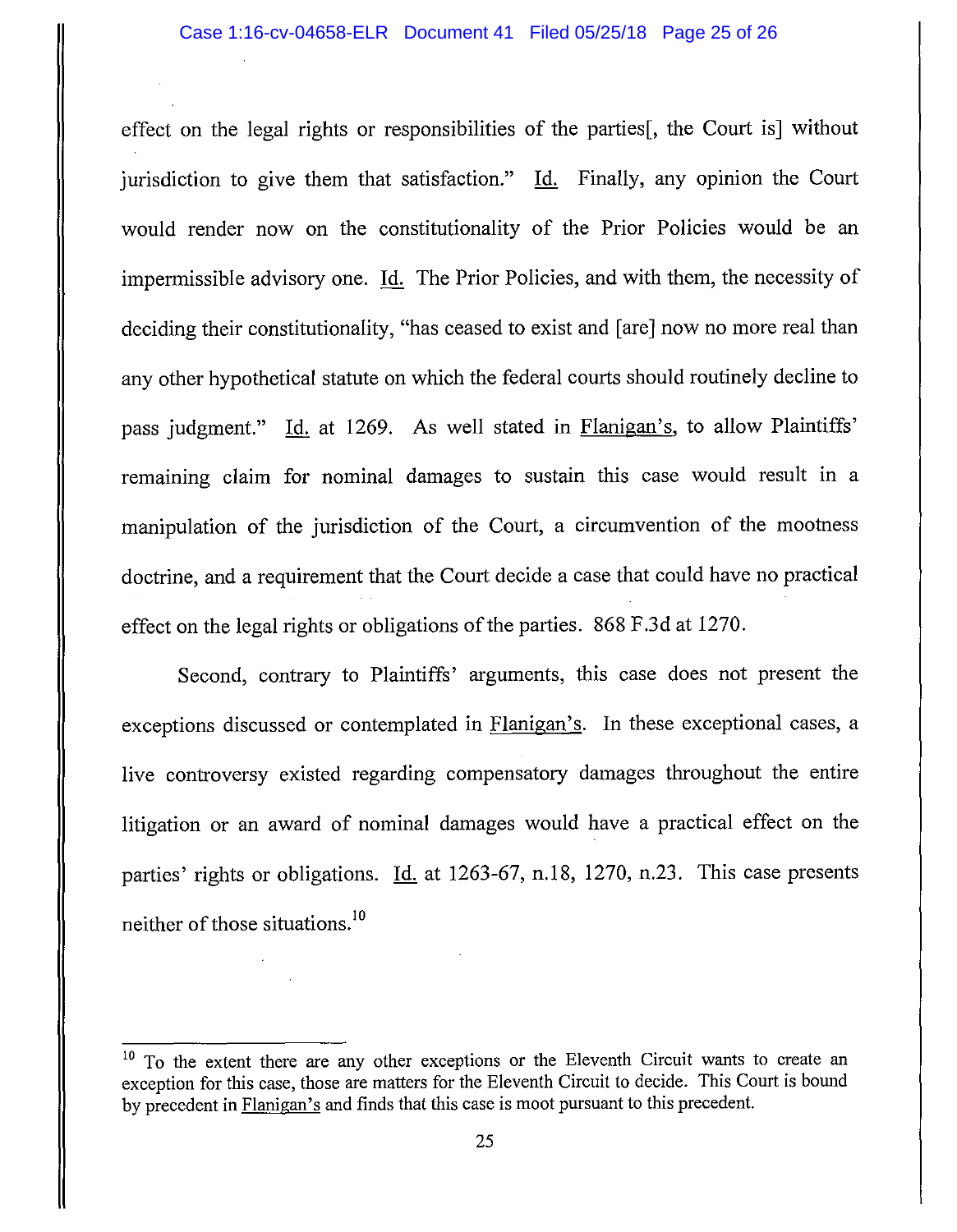effect on the legal rights or responsibilities of the parties[, the Court is] without jurisdiction to give them that satisfaction." Id. Finally, any opinion the Court would render now on the constitutionality of the Prior Policies would be an impermissible advisory one. Id. The Prior Policies, and with them, the necessity of deciding their constitutionality, "has ceased to exist and [are] now no more real than any other hypothetical statute on which the federal courts should routinely decline to pass judgment." Id. at 1269. As well stated in Flanigan's, to allow Plaintiffs' remaining claim for nominal damages to sustain this case would result in a manipulation of the jurisdiction of the Court, a circumvention of the mootness doctrine, and a requirement that the Court decide a case that could have no practical effect on the legal rights or obligations of the parties. 868 F.3d at 1270.

Second, contrary to Plaintiffs' arguments, this case does not present the exceptions discussed or contemplated in Flanigan's. In these exceptional cases, a live controversy existed regarding compensatory damages throughout the entire litigation or an award of nominal damages would have a practical effect on the parties' rights or obligations. Id. at 1263-67, n.18, 1270, n.23. This case presents neither of those situations.[10]

---

[10] To the extent there are any other exceptions or the Eleventh Circuit wants to create an exception for this case, those are matters for the Eleventh Circuit to decide. This Court is bound by precedent in Flanigan's and finds that this case is moot pursuant to this precedent.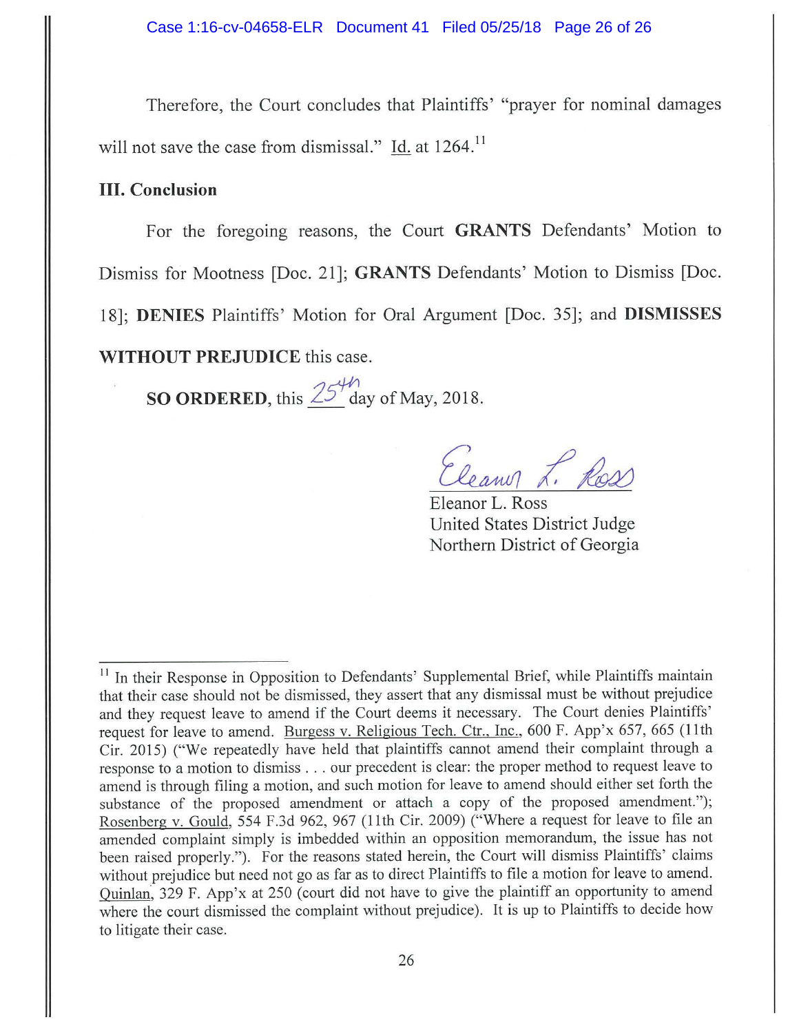Therefore, the Court concludes that Plaintiffs' "prayer for nominal damages will not save the case from dismissal." Id. at 1264.[11]

## III. Conclusion

For the foregoing reasons, the Court **GRANTS** Defendants' Motion to Dismiss for Mootness [Doc. 21]; **GRANTS** Defendants' Motion to Dismiss [Doc. 18]; **DENIES** Plaintiffs' Motion for Oral Argument [Doc. 35]; and **DISMISSES WITHOUT PREJUDICE** this case.

**SO ORDERED**, this 25th day of May, 2018.

Eleanor L. Ross
United States District Judge
Northern District of Georgia

---

[11] In their Response in Opposition to Defendants' Supplemental Brief, while Plaintiffs maintain that their case should not be dismissed, they assert that any dismissal must be without prejudice and they request leave to amend if the Court deems it necessary. The Court denies Plaintiffs' request for leave to amend. Burgess v. Religious Tech. Ctr., Inc., 600 F. App'x 657, 665 (11th Cir. 2015) ("We repeatedly have held that plaintiffs cannot amend their complaint through a response to a motion to dismiss . . . our precedent is clear: the proper method to request leave to amend is through filing a motion, and such motion for leave to amend should either set forth the substance of the proposed amendment or attach a copy of the proposed amendment."); Rosenberg v. Gould, 554 F.3d 962, 967 (11th Cir. 2009) ("Where a request for leave to file an amended complaint simply is imbedded within an opposition memorandum, the issue has not been raised properly."). For the reasons stated herein, the Court will dismiss Plaintiffs' claims without prejudice but need not go as far as to direct Plaintiffs to file a motion for leave to amend. Quinlan, 329 F. App'x at 250 (court did not have to give the plaintiff an opportunity to amend where the court dismissed the complaint without prejudice). It is up to Plaintiffs to decide how to litigate their case.